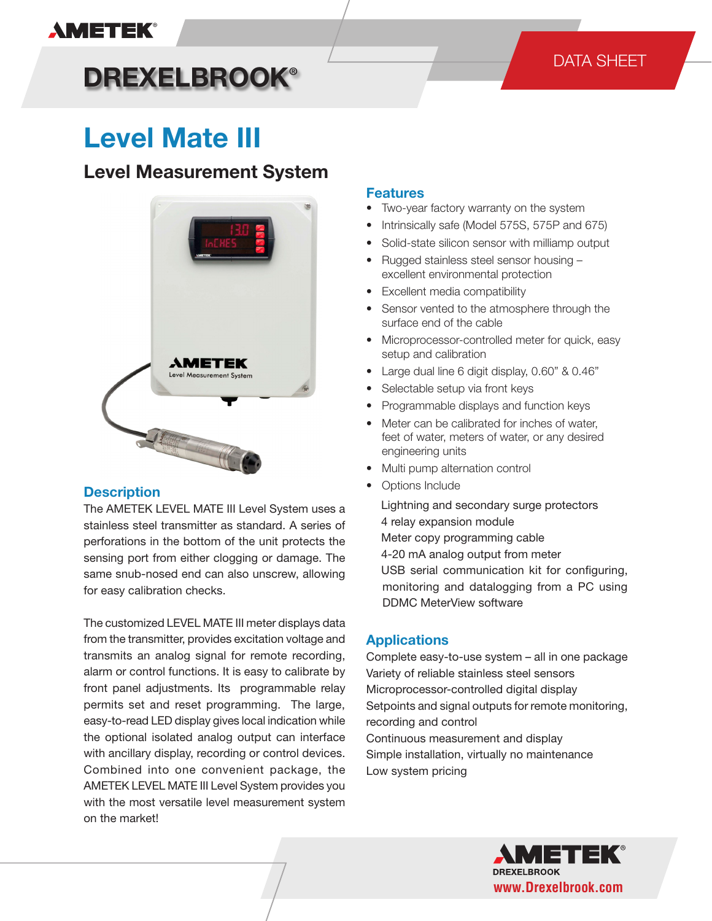AMETEK®

DREXELBROOK®

DATA SHEET

# Level Mate III

## Level Measurement System

### Description

The AMETEK LEVEL MATE III Level System uses a stainless steel transmitter as standard. A series of perforations in the bottom of the unit protects the sensing port from either clogging or damage. The same snub-nosed end can also unscrew, allowing for easy calibration checks.

The customized LEVEL MATE III meter displays data from the transmitter, provides excitation voltage and transmits an analog signal for remote recording, alarm or control functions. It is easy to calibrate by front panel adjustments. Its programmable relay permits set and reset programming. The large, easy-to-read LED display gives local indication while the optional isolated analog output can interface with ancillary display, recording or control devices. Combined into one convenient package, the AMETEK LEVEL MATE III Level System provides you with the most versatile level measurement system on the market!

### Features

- Two-year factory warranty on the system
- Intrinsically safe (Model 575S, 575P and 675)
- Solid-state silicon sensor with milliamp output
- Rugged stainless steel sensor housing – excellent environmental protection
- Excellent media compatibility
- Sensor vented to the atmosphere through the surface end of the cable
- Microprocessor-controlled meter for quick, easy setup and calibration
- Large dual line 6 digit display, 0.60" & 0.46"
- Selectable setup via front keys
- Programmable displays and function keys
- Meter can be calibrated for inches of water, feet of water, meters of water, or any desired engineering units
- Multi pump alternation control
- Options Include

  Lightning and secondary surge protectors
  4 relay expansion module
  Meter copy programming cable
  4-20 mA analog output from meter
  USB serial communication kit for configuring, monitoring and datalogging from a PC using DDMC MeterView software

### Applications

Complete easy-to-use system – all in one package
Variety of reliable stainless steel sensors
Microprocessor-controlled digital display
Setpoints and signal outputs for remote monitoring, recording and control
Continuous measurement and display
Simple installation, virtually no maintenance
Low system pricing

AMETEK®
DREXELBROOK
www.Drexelbrook.com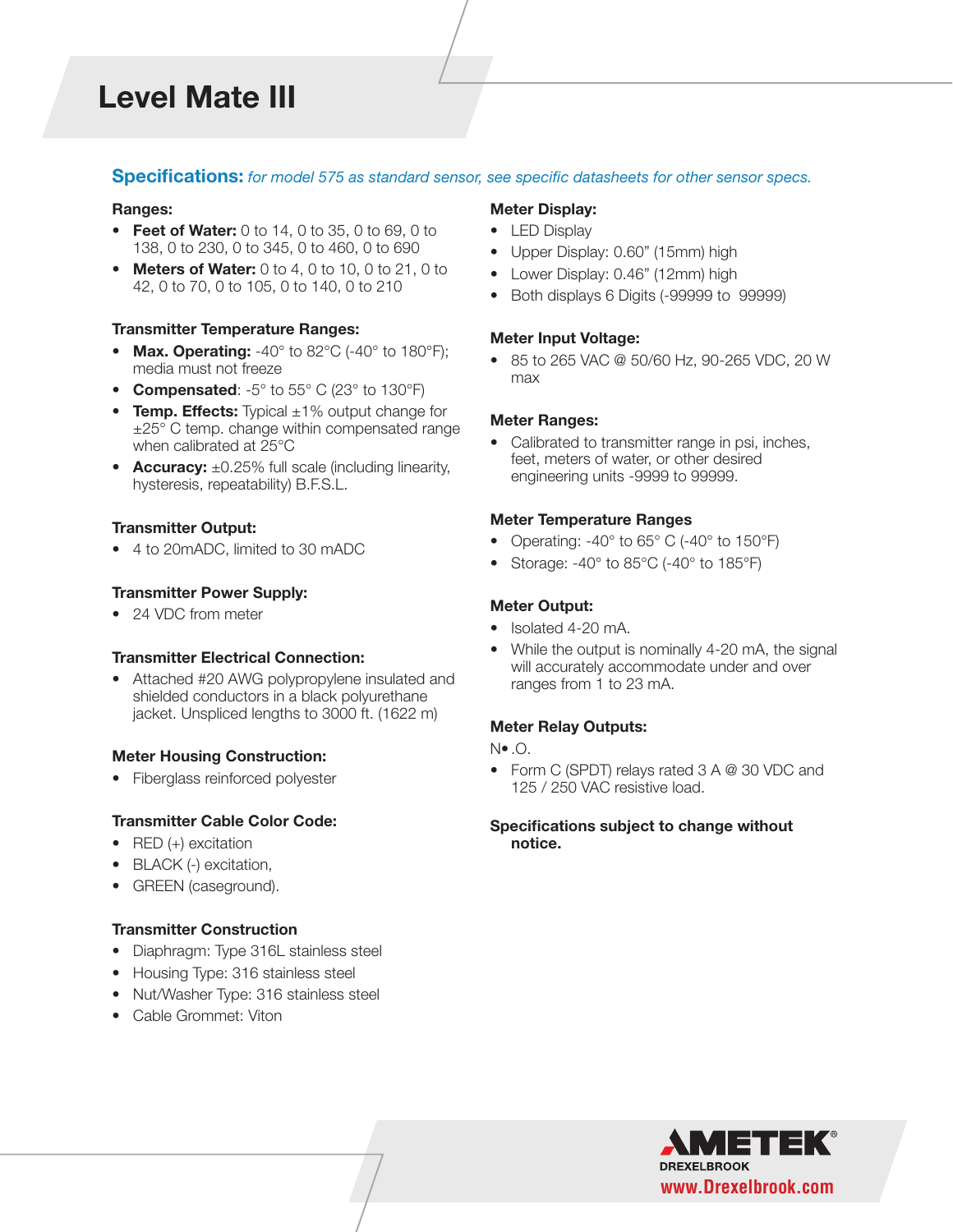# Level Mate III

## **Specifications:** *for model 575 as standard sensor, see specific datasheets for other sensor specs.*

**Ranges:**

- **Feet of Water:** 0 to 14, 0 to 35, 0 to 69, 0 to 138, 0 to 230, 0 to 345, 0 to 460, 0 to 690
- **Meters of Water:** 0 to 4, 0 to 10, 0 to 21, 0 to 42, 0 to 70, 0 to 105, 0 to 140, 0 to 210

**Transmitter Temperature Ranges:**

- **Max. Operating:** -40° to 82°C (-40° to 180°F); media must not freeze
- **Compensated**: -5° to 55° C (23° to 130°F)
- **Temp. Effects:** Typical ±1% output change for ±25° C temp. change within compensated range when calibrated at 25°C
- **Accuracy:** ±0.25% full scale (including linearity, hysteresis, repeatability) B.F.S.L.

**Transmitter Output:**

- 4 to 20mADC, limited to 30 mADC

**Transmitter Power Supply:**

- 24 VDC from meter

**Transmitter Electrical Connection:**

- Attached #20 AWG polypropylene insulated and shielded conductors in a black polyurethane jacket. Unspliced lengths to 3000 ft. (1622 m)

**Meter Housing Construction:**

- Fiberglass reinforced polyester

**Transmitter Cable Color Code:**

- RED (+) excitation
- BLACK (-) excitation,
- GREEN (caseground).

**Transmitter Construction**

- Diaphragm: Type 316L stainless steel
- Housing Type: 316 stainless steel
- Nut/Washer Type: 316 stainless steel
- Cable Grommet: Viton

**Meter Display:**

- LED Display
- Upper Display: 0.60" (15mm) high
- Lower Display: 0.46" (12mm) high
- Both displays 6 Digits (-99999 to 99999)

**Meter Input Voltage:**

- 85 to 265 VAC @ 50/60 Hz, 90-265 VDC, 20 W max

**Meter Ranges:**

- Calibrated to transmitter range in psi, inches, feet, meters of water, or other desired engineering units -9999 to 99999.

**Meter Temperature Ranges**

- Operating: -40° to 65° C (-40° to 150°F)
- Storage: -40° to 85°C (-40° to 185°F)

**Meter Output:**

- Isolated 4-20 mA.
- While the output is nominally 4-20 mA, the signal will accurately accommodate under and over ranges from 1 to 23 mA.

**Meter Relay Outputs:**

N•.O.

- Form C (SPDT) relays rated 3 A @ 30 VDC and 125 / 250 VAC resistive load.

**Specifications subject to change without notice.**

AMETEK DREXELBROOK
www.Drexelbrook.com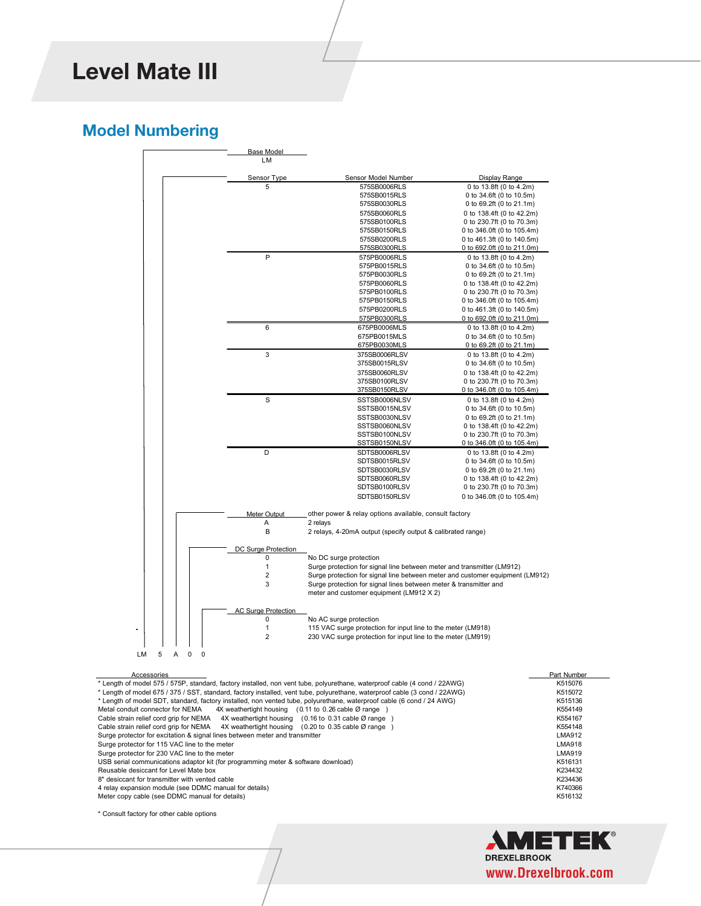# Level Mate III

## Model Numbering

**Base Model**

LM

| Sensor Type | Sensor Model Number | Display Range |
|---|---|---|
| 5 | 575SB0006RLS | 0 to 13.8ft (0 to 4.2m) |
| | 575SB0015RLS | 0 to 34.6ft (0 to 10.5m) |
| | 575SB0030RLS | 0 to 69.2ft (0 to 21.1m) |
| | 575SB0060RLS | 0 to 138.4ft (0 to 42.2m) |
| | 575SB0100RLS | 0 to 230.7ft (0 to 70.3m) |
| | 575SB0150RLS | 0 to 346.0ft (0 to 105.4m) |
| | 575SB0200RLS | 0 to 461.3ft (0 to 140.5m) |
| | 575SB0300RLS | 0 to 692.0ft (0 to 211.0m) |
| P | 575PB0006RLS | 0 to 13.8ft (0 to 4.2m) |
| | 575PB0015RLS | 0 to 34.6ft (0 to 10.5m) |
| | 575PB0030RLS | 0 to 69.2ft (0 to 21.1m) |
| | 575PB0060RLS | 0 to 138.4ft (0 to 42.2m) |
| | 575PB0100RLS | 0 to 230.7ft (0 to 70.3m) |
| | 575PB0150RLS | 0 to 346.0ft (0 to 105.4m) |
| | 575PB0200RLS | 0 to 461.3ft (0 to 140.5m) |
| | 575PB0300RLS | 0 to 692.0ft (0 to 211.0m) |
| 6 | 675PB0006MLS | 0 to 13.8ft (0 to 4.2m) |
| | 675PB0015MLS | 0 to 34.6ft (0 to 10.5m) |
| | 675PB0030MLS | 0 to 69.2ft (0 to 21.1m) |
| 3 | 375SB0006RLSV | 0 to 13.8ft (0 to 4.2m) |
| | 375SB0015RLSV | 0 to 34.6ft (0 to 10.5m) |
| | 375SB0060RLSV | 0 to 138.4ft (0 to 42.2m) |
| | 375SB0100RLSV | 0 to 230.7ft (0 to 70.3m) |
| | 375SB0150RLSV | 0 to 346.0ft (0 to 105.4m) |
| S | SSTSB0006NLSV | 0 to 13.8ft (0 to 4.2m) |
| | SSTSB0015NLSV | 0 to 34.6ft (0 to 10.5m) |
| | SSTSB0030NLSV | 0 to 69.2ft (0 to 21.1m) |
| | SSTSB0060NLSV | 0 to 138.4ft (0 to 42.2m) |
| | SSTSB0100NLSV | 0 to 230.7ft (0 to 70.3m) |
| | SSTSB0150NLSV | 0 to 346.0ft (0 to 105.4m) |
| D | SDTSB0006RLSV | 0 to 13.8ft (0 to 4.2m) |
| | SDTSB0015RLSV | 0 to 34.6ft (0 to 10.5m) |
| | SDTSB0030RLSV | 0 to 69.2ft (0 to 21.1m) |
| | SDTSB0060RLSV | 0 to 138.4ft (0 to 42.2m) |
| | SDTSB0100RLSV | 0 to 230.7ft (0 to 70.3m) |
| | SDTSB0150RLSV | 0 to 346.0ft (0 to 105.4m) |

| Meter Output | other power & relay options available, consult factory |
|---|---|
| A | 2 relays |
| B | 2 relays, 4-20mA output (specify output & calibrated range) |

| DC Surge Protection | |
|---|---|
| 0 | No DC surge protection |
| 1 | Surge protection for signal line between meter and transmitter (LM912) |
| 2 | Surge protection for signal line between meter and customer equipment (LM912) |
| 3 | Surge protection for signal lines between meter & transmitter and meter and customer equipment (LM912 X 2) |

| AC Surge Protection | |
|---|---|
| 0 | No AC surge protection |
| 1 | 115 VAC surge protection for input line to the meter (LM918) |
| 2 | 230 VAC surge protection for input line to the meter (LM919) |

LM 5 A 0 0

| Accessories | Part Number |
|---|---|
| * Length of model 575 / 575P, standard, factory installed, non vent tube, polyurethane, waterproof cable (4 cond / 22AWG) | K515076 |
| * Length of model 675 / 375 / SST, standard, factory installed, vent tube, polyurethane, waterproof cable (3 cond / 22AWG) | K515072 |
| * Length of model SDT, standard, factory installed, non vented tube, polyurethane, waterproof cable (6 cond / 24 AWG) | K515136 |
| Metal conduit connector for NEMA 4X weathertight housing (0.11 to 0.26 cable Ø range ) | K554149 |
| Cable strain relief cord grip for NEMA 4X weathertight housing (0.16 to 0.31 cable Ø range ) | K554167 |
| Cable strain relief cord grip for NEMA 4X weathertight housing (0.20 to 0.35 cable Ø range ) | K554148 |
| Surge protector for excitation & signal lines between meter and transmitter | LMA912 |
| Surge protector for 115 VAC line to the meter | LMA918 |
| Surge protector for 230 VAC line to the meter | LMA919 |
| USB serial communications adaptor kit (for programming meter & software download) | K516131 |
| Reusable desiccant for Level Mate box | K234432 |
| 8" desiccant for transmitter with vented cable | K234436 |
| 4 relay expansion module (see DDMC manual for details) | K740366 |
| Meter copy cable (see DDMC manual for details) | K516132 |

* Consult factory for other cable options

AMETEK®
DREXELBROOK
www.Drexelbrook.com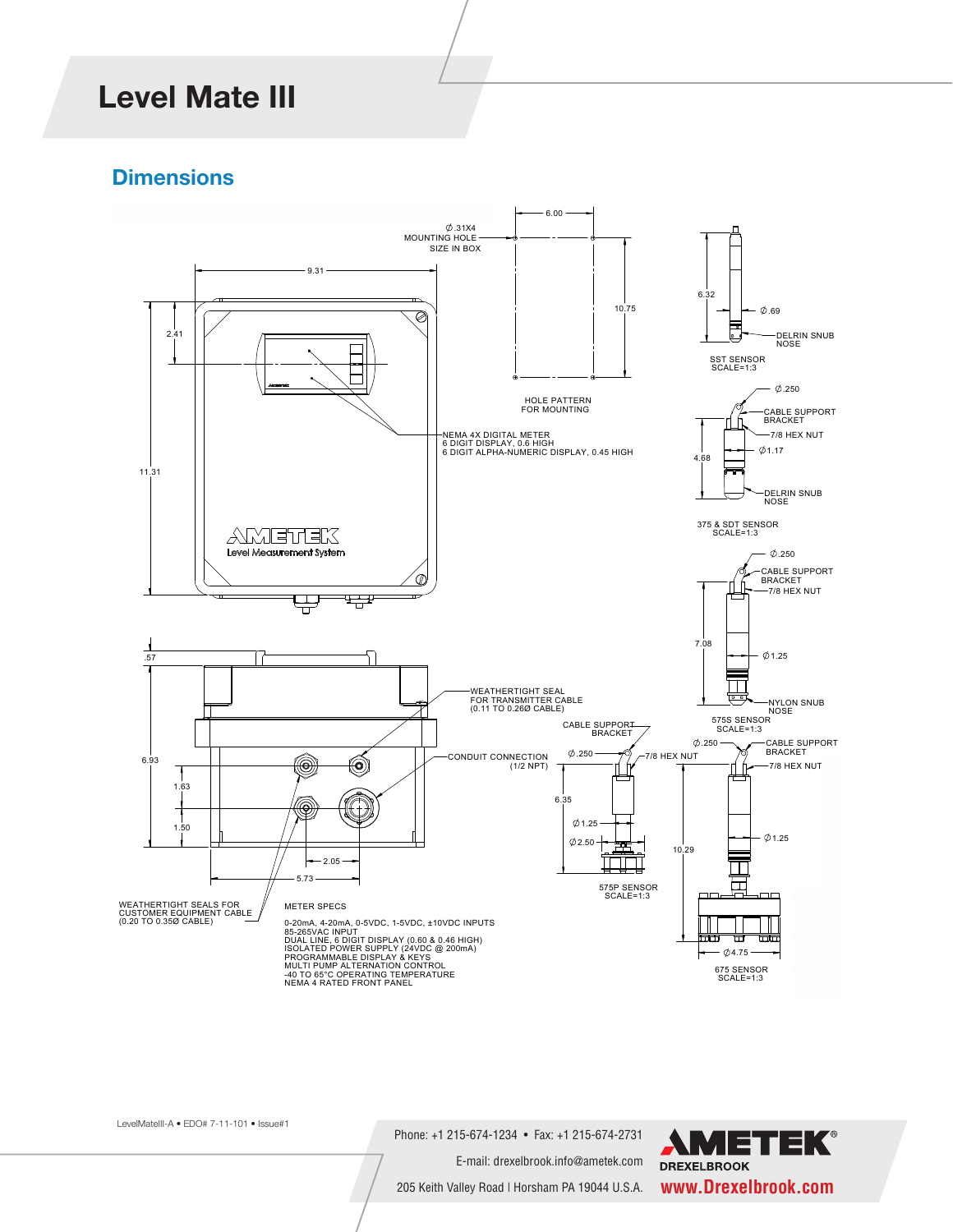# Level Mate III

## Dimensions

6.00

Ø.31X4
MOUNTING HOLE
SIZE IN BOX

9.31

10.75

HOLE PATTERN
FOR MOUNTING

2.41

11.31

NEMA 4X DIGITAL METER
6 DIGIT DISPLAY, 0.6 HIGH
6 DIGIT ALPHA-NUMERIC DISPLAY, 0.45 HIGH

AMETEK
Level Measurement System

6.32

Ø.69

DELRIN SNUB
NOSE

SST SENSOR
SCALE=1:3

Ø.250

CABLE SUPPORT
BRACKET

7/8 HEX NUT

4.68

Ø1.17

DELRIN SNUB
NOSE

375 & SDT SENSOR
SCALE=1:3

Ø.250

CABLE SUPPORT
BRACKET

7/8 HEX NUT

7.08

Ø1.25

NYLON SNUB
NOSE

575S SENSOR
SCALE=1:3

.57

WEATHERTIGHT SEAL
FOR TRANSMITTER CABLE
(0.11 TO 0.26Ø CABLE)

CABLE SUPPORT
BRACKET

CONDUIT CONNECTION
(1/2 NPT)

Ø.250

7/8 HEX NUT

Ø.250

CABLE SUPPORT
BRACKET

7/8 HEX NUT

6.93

1.63

1.50

2.05

5.73

6.35

Ø1.25

Ø2.50

10.29

Ø1.25

575P SENSOR
SCALE=1:3

Ø4.75

675 SENSOR
SCALE=1:3

WEATHERTIGHT SEALS FOR
CUSTOMER EQUIPMENT CABLE
(0.20 TO 0.35Ø CABLE)

METER SPECS

0-20mA, 4-20mA, 0-5VDC, 1-5VDC, ±10VDC INPUTS
85-265VAC INPUT
DUAL LINE, 6 DIGIT DISPLAY (0.60 & 0.46 HIGH)
ISOLATED POWER SUPPLY (24VDC @ 200mA)
PROGRAMMABLE DISPLAY & KEYS
MULTI PUMP ALTERNATION CONTROL
-40 TO 65°C OPERATING TEMPERATURE
NEMA 4 RATED FRONT PANEL

LevelMateIII-A • EDO# 7-11-101 • Issue#1

Phone: +1 215-674-1234 • Fax: +1 215-674-2731
E-mail: drexelbrook.info@ametek.com
205 Keith Valley Road | Horsham PA 19044 U.S.A.

AMETEK® DREXELBROOK
www.Drexelbrook.com